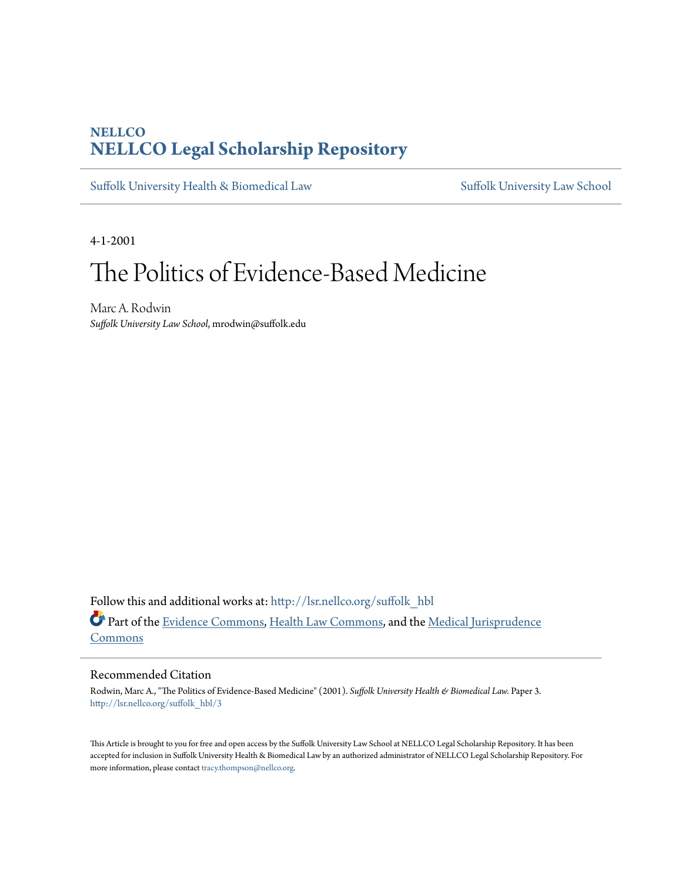NELLCO

# NELLCO Legal Scholarship Repository

Suffolk University Health & Biomedical Law | Suffolk University Law School

4-1-2001

# The Politics of Evidence-Based Medicine

Marc A. Rodwin

*Suffolk University Law School*, mrodwin@suffolk.edu

Follow this and additional works at: http://lsr.nellco.org/suffolk_hbl

Part of the Evidence Commons, Health Law Commons, and the Medical Jurisprudence Commons

## Recommended Citation

Rodwin, Marc A., "The Politics of Evidence-Based Medicine" (2001). *Suffolk University Health & Biomedical Law.* Paper 3.
http://lsr.nellco.org/suffolk_hbl/3

This Article is brought to you for free and open access by the Suffolk University Law School at NELLCO Legal Scholarship Repository. It has been accepted for inclusion in Suffolk University Health & Biomedical Law by an authorized administrator of NELLCO Legal Scholarship Repository. For more information, please contact tracy.thompson@nellco.org.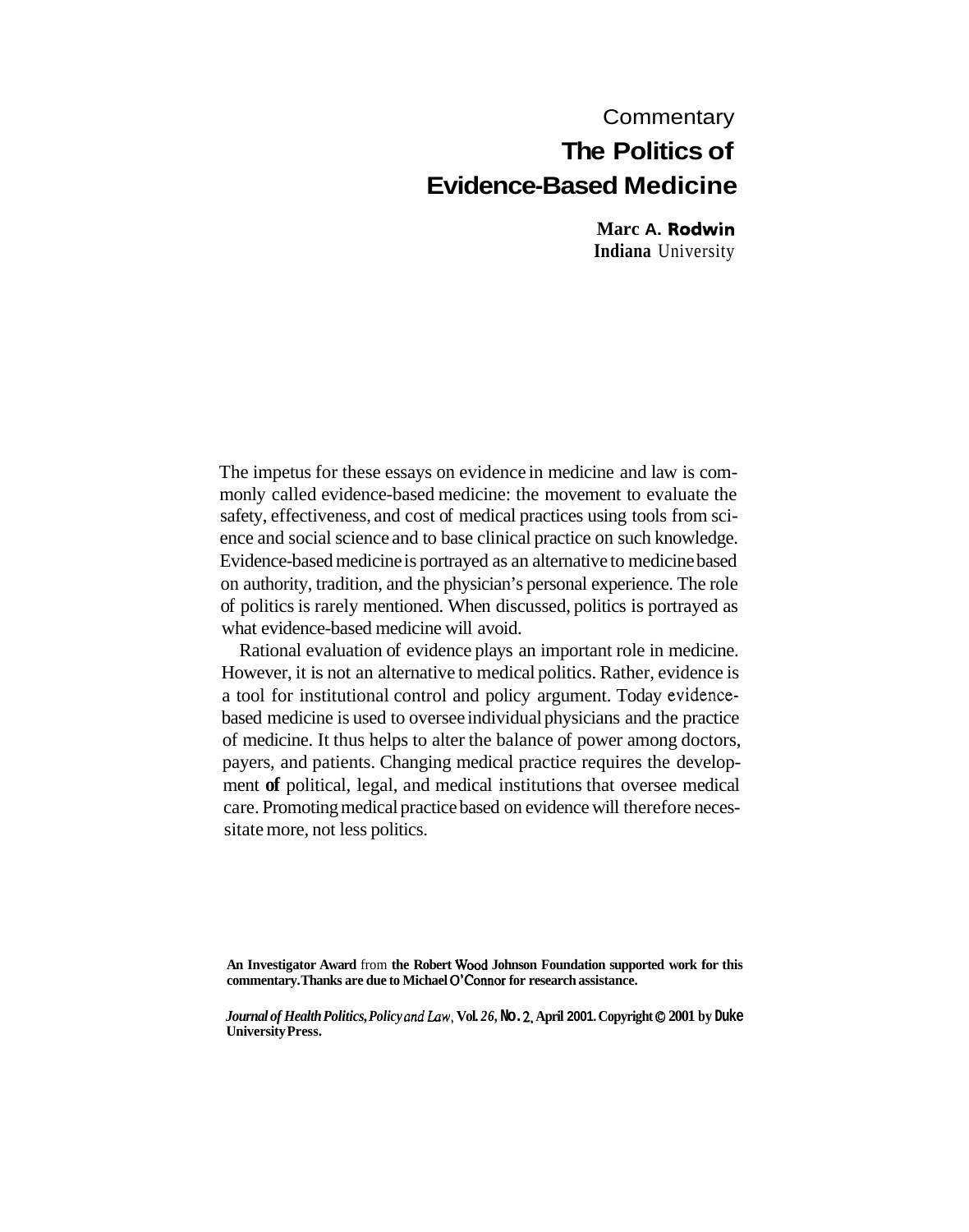Commentary

# The Politics of Evidence-Based Medicine

**Marc A. Rodwin**
**Indiana University**

The impetus for these essays on evidence in medicine and law is commonly called evidence-based medicine: the movement to evaluate the safety, effectiveness, and cost of medical practices using tools from science and social science and to base clinical practice on such knowledge. Evidence-based medicine is portrayed as an alternative to medicine based on authority, tradition, and the physician's personal experience. The role of politics is rarely mentioned. When discussed, politics is portrayed as what evidence-based medicine will avoid.

Rational evaluation of evidence plays an important role in medicine. However, it is not an alternative to medical politics. Rather, evidence is a tool for institutional control and policy argument. Today evidence-based medicine is used to oversee individual physicians and the practice of medicine. It thus helps to alter the balance of power among doctors, payers, and patients. Changing medical practice requires the development of political, legal, and medical institutions that oversee medical care. Promoting medical practice based on evidence will therefore necessitate more, not less politics.

**An Investigator Award from the Robert Wood Johnson Foundation supported work for this commentary. Thanks are due to Michael O'Connor for research assistance.**

***Journal of Health Politics, Policy and Law*, Vol. 26, No. 2, April 2001. Copyright © 2001 by Duke University Press.**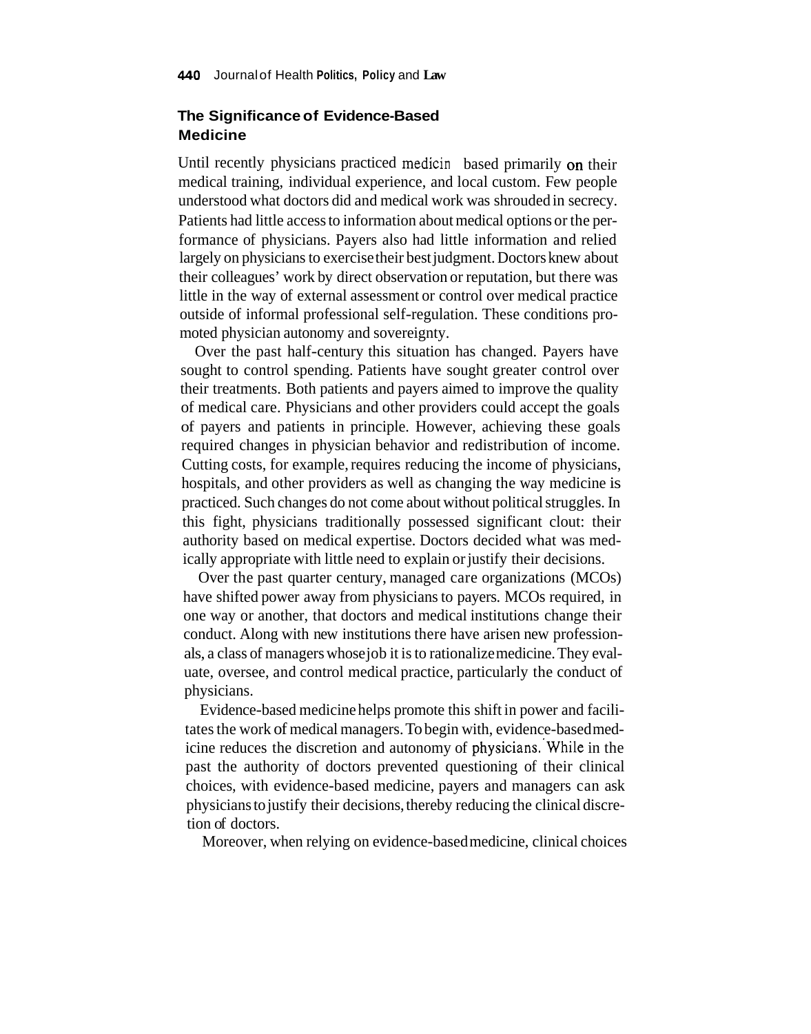## The Significance of Evidence-Based Medicine

Until recently physicians practiced medicine based primarily on their medical training, individual experience, and local custom. Few people understood what doctors did and medical work was shrouded in secrecy. Patients had little access to information about medical options or the performance of physicians. Payers also had little information and relied largely on physicians to exercise their best judgment. Doctors knew about their colleagues' work by direct observation or reputation, but there was little in the way of external assessment or control over medical practice outside of informal professional self-regulation. These conditions promoted physician autonomy and sovereignty.

Over the past half-century this situation has changed. Payers have sought to control spending. Patients have sought greater control over their treatments. Both patients and payers aimed to improve the quality of medical care. Physicians and other providers could accept the goals of payers and patients in principle. However, achieving these goals required changes in physician behavior and redistribution of income. Cutting costs, for example, requires reducing the income of physicians, hospitals, and other providers as well as changing the way medicine is practiced. Such changes do not come about without political struggles. In this fight, physicians traditionally possessed significant clout: their authority based on medical expertise. Doctors decided what was medically appropriate with little need to explain or justify their decisions.

Over the past quarter century, managed care organizations (MCOs) have shifted power away from physicians to payers. MCOs required, in one way or another, that doctors and medical institutions change their conduct. Along with new institutions there have arisen new professionals, a class of managers whose job it is to rationalize medicine. They evaluate, oversee, and control medical practice, particularly the conduct of physicians.

Evidence-based medicine helps promote this shift in power and facilitates the work of medical managers. To begin with, evidence-based medicine reduces the discretion and autonomy of physicians. While in the past the authority of doctors prevented questioning of their clinical choices, with evidence-based medicine, payers and managers can ask physicians to justify their decisions, thereby reducing the clinical discretion of doctors.

Moreover, when relying on evidence-based medicine, clinical choices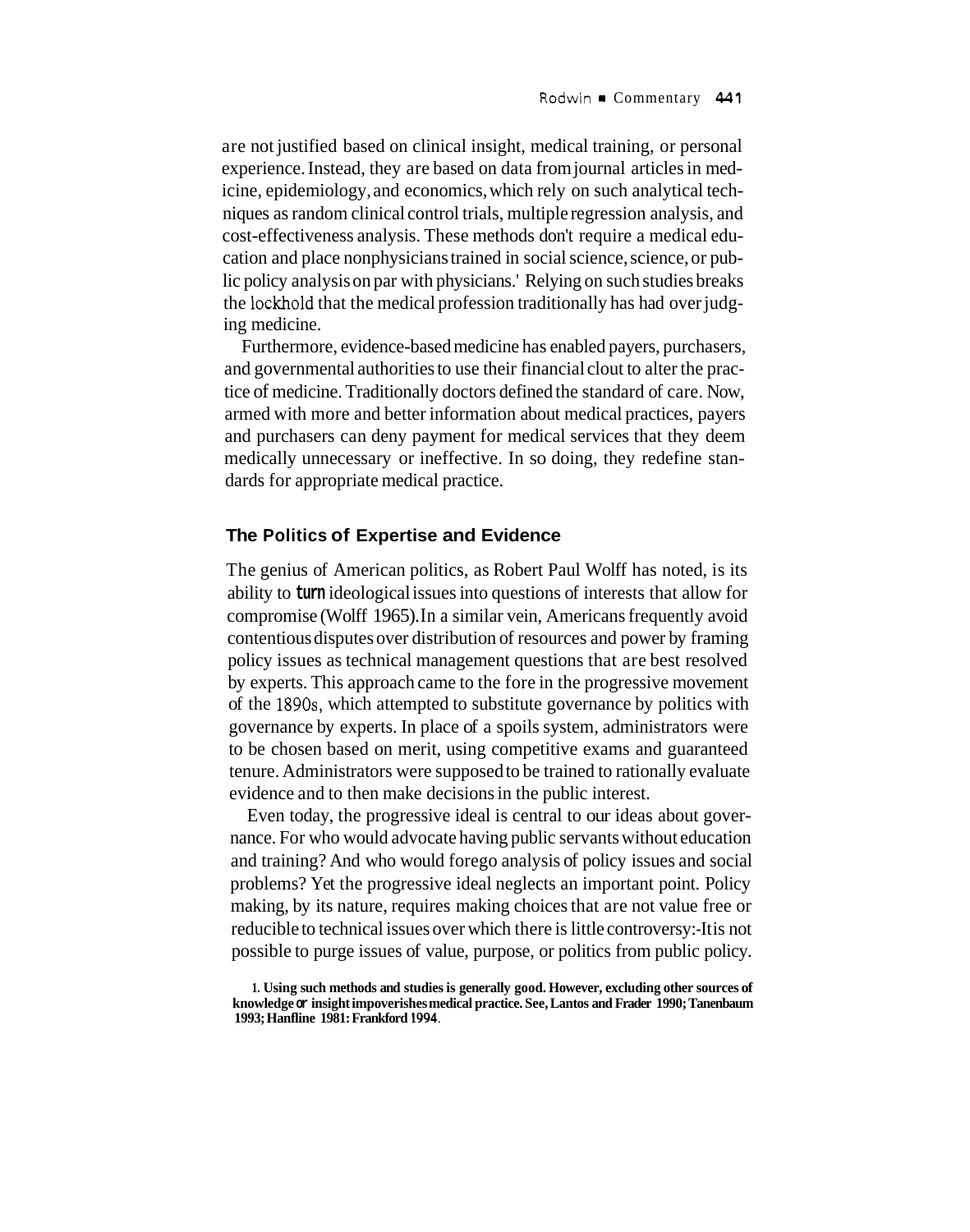are not justified based on clinical insight, medical training, or personal experience. Instead, they are based on data from journal articles in medicine, epidemiology, and economics, which rely on such analytical techniques as random clinical control trials, multiple regression analysis, and cost-effectiveness analysis. These methods don't require a medical education and place nonphysicians trained in social science, science, or public policy analysis on par with physicians.[1] Relying on such studies breaks the lockhold that the medical profession traditionally has had over judging medicine.

Furthermore, evidence-based medicine has enabled payers, purchasers, and governmental authorities to use their financial clout to alter the practice of medicine. Traditionally doctors defined the standard of care. Now, armed with more and better information about medical practices, payers and purchasers can deny payment for medical services that they deem medically unnecessary or ineffective. In so doing, they redefine standards for appropriate medical practice.

## The Politics of Expertise and Evidence

The genius of American politics, as Robert Paul Wolff has noted, is its ability to turn ideological issues into questions of interests that allow for compromise (Wolff 1965). In a similar vein, Americans frequently avoid contentious disputes over distribution of resources and power by framing policy issues as technical management questions that are best resolved by experts. This approach came to the fore in the progressive movement of the 1890s, which attempted to substitute governance by politics with governance by experts. In place of a spoils system, administrators were to be chosen based on merit, using competitive exams and guaranteed tenure. Administrators were supposed to be trained to rationally evaluate evidence and to then make decisions in the public interest.

Even today, the progressive ideal is central to our ideas about governance. For who would advocate having public servants without education and training? And who would forego analysis of policy issues and social problems? Yet the progressive ideal neglects an important point. Policy making, by its nature, requires making choices that are not value free or reducible to technical issues over which there is little controversy:-It is not possible to purge issues of value, purpose, or politics from public policy.

**1. Using such methods and studies is generally good. However, excluding other sources of knowledge or insight impoverishes medical practice. See, Lantos and Frader 1990; Tanenbaum 1993; Hanfline 1981: Frankford 1994.**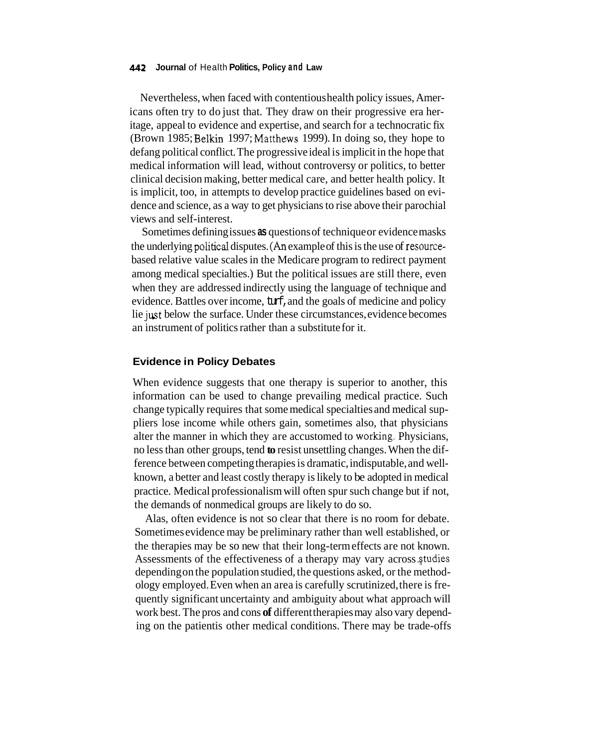Nevertheless, when faced with contentious health policy issues, Americans often try to do just that. They draw on their progressive era heritage, appeal to evidence and expertise, and search for a technocratic fix (Brown 1985; Belkin 1997; Matthews 1999). In doing so, they hope to defang political conflict. The progressive ideal is implicit in the hope that medical information will lead, without controversy or politics, to better clinical decision making, better medical care, and better health policy. It is implicit, too, in attempts to develop practice guidelines based on evidence and science, as a way to get physicians to rise above their parochial views and self-interest.

Sometimes defining issues as questions of technique or evidence masks the underlying political disputes. (An example of this is the use of resource-based relative value scales in the Medicare program to redirect payment among medical specialties.) But the political issues are still there, even when they are addressed indirectly using the language of technique and evidence. Battles over income, turf, and the goals of medicine and policy lie just below the surface. Under these circumstances, evidence becomes an instrument of politics rather than a substitute for it.

## Evidence in Policy Debates

When evidence suggests that one therapy is superior to another, this information can be used to change prevailing medical practice. Such change typically requires that some medical specialties and medical suppliers lose income while others gain, sometimes also, that physicians alter the manner in which they are accustomed to working. Physicians, no less than other groups, tend to resist unsettling changes. When the difference between competing therapies is dramatic, indisputable, and well-known, a better and least costly therapy is likely to be adopted in medical practice. Medical professionalism will often spur such change but if not, the demands of nonmedical groups are likely to do so.

Alas, often evidence is not so clear that there is no room for debate. Sometimes evidence may be preliminary rather than well established, or the therapies may be so new that their long-term effects are not known. Assessments of the effectiveness of a therapy may vary across studies depending on the population studied, the questions asked, or the methodology employed. Even when an area is carefully scrutinized, there is frequently significant uncertainty and ambiguity about what approach will work best. The pros and cons of different therapies may also vary depending on the patientis other medical conditions. There may be trade-offs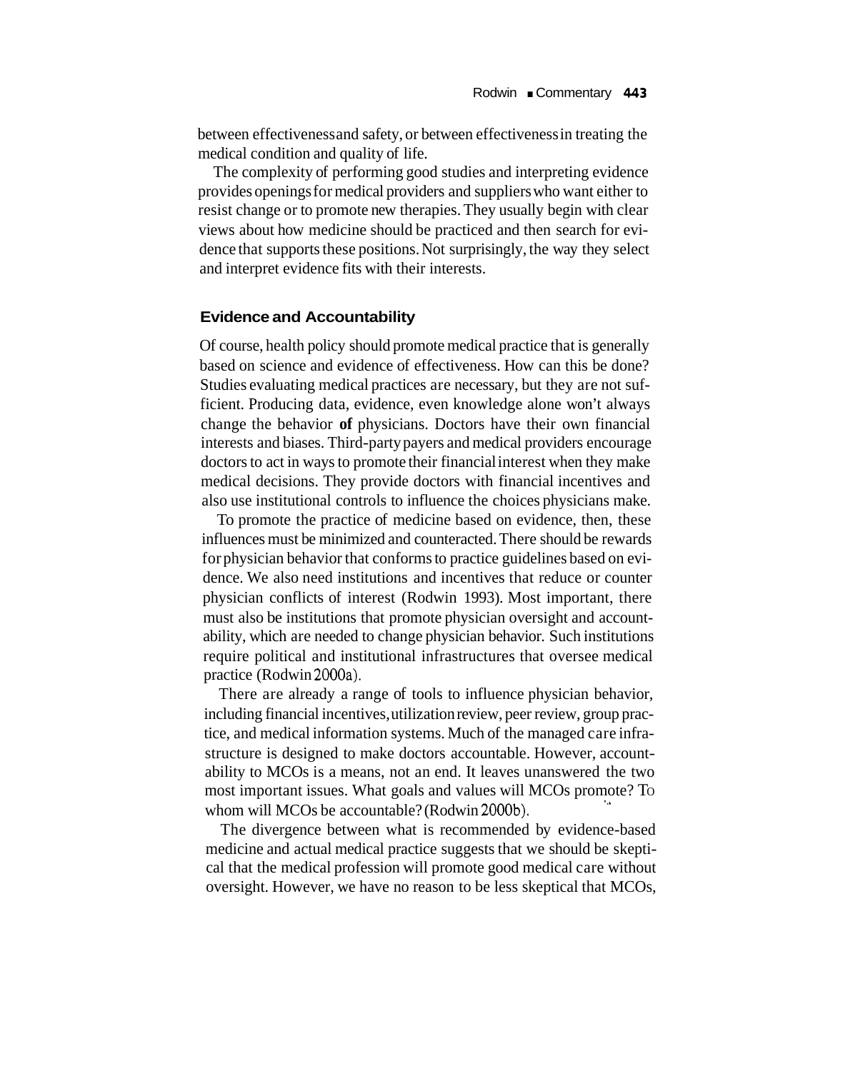between effectiveness and safety, or between effectiveness in treating the medical condition and quality of life.

The complexity of performing good studies and interpreting evidence provides openings for medical providers and suppliers who want either to resist change or to promote new therapies. They usually begin with clear views about how medicine should be practiced and then search for evidence that supports these positions. Not surprisingly, the way they select and interpret evidence fits with their interests.

### Evidence and Accountability

Of course, health policy should promote medical practice that is generally based on science and evidence of effectiveness. How can this be done? Studies evaluating medical practices are necessary, but they are not sufficient. Producing data, evidence, even knowledge alone won't always change the behavior **of** physicians. Doctors have their own financial interests and biases. Third-party payers and medical providers encourage doctors to act in ways to promote their financial interest when they make medical decisions. They provide doctors with financial incentives and also use institutional controls to influence the choices physicians make.

To promote the practice of medicine based on evidence, then, these influences must be minimized and counteracted. There should be rewards for physician behavior that conforms to practice guidelines based on evidence. We also need institutions and incentives that reduce or counter physician conflicts of interest (Rodwin 1993). Most important, there must also be institutions that promote physician oversight and accountability, which are needed to change physician behavior. Such institutions require political and institutional infrastructures that oversee medical practice (Rodwin 2000a).

There are already a range of tools to influence physician behavior, including financial incentives, utilization review, peer review, group practice, and medical information systems. Much of the managed care infrastructure is designed to make doctors accountable. However, accountability to MCOs is a means, not an end. It leaves unanswered the two most important issues. What goals and values will MCOs promote? To whom will MCOs be accountable? (Rodwin 2000b).

The divergence between what is recommended by evidence-based medicine and actual medical practice suggests that we should be skeptical that the medical profession will promote good medical care without oversight. However, we have no reason to be less skeptical that MCOs,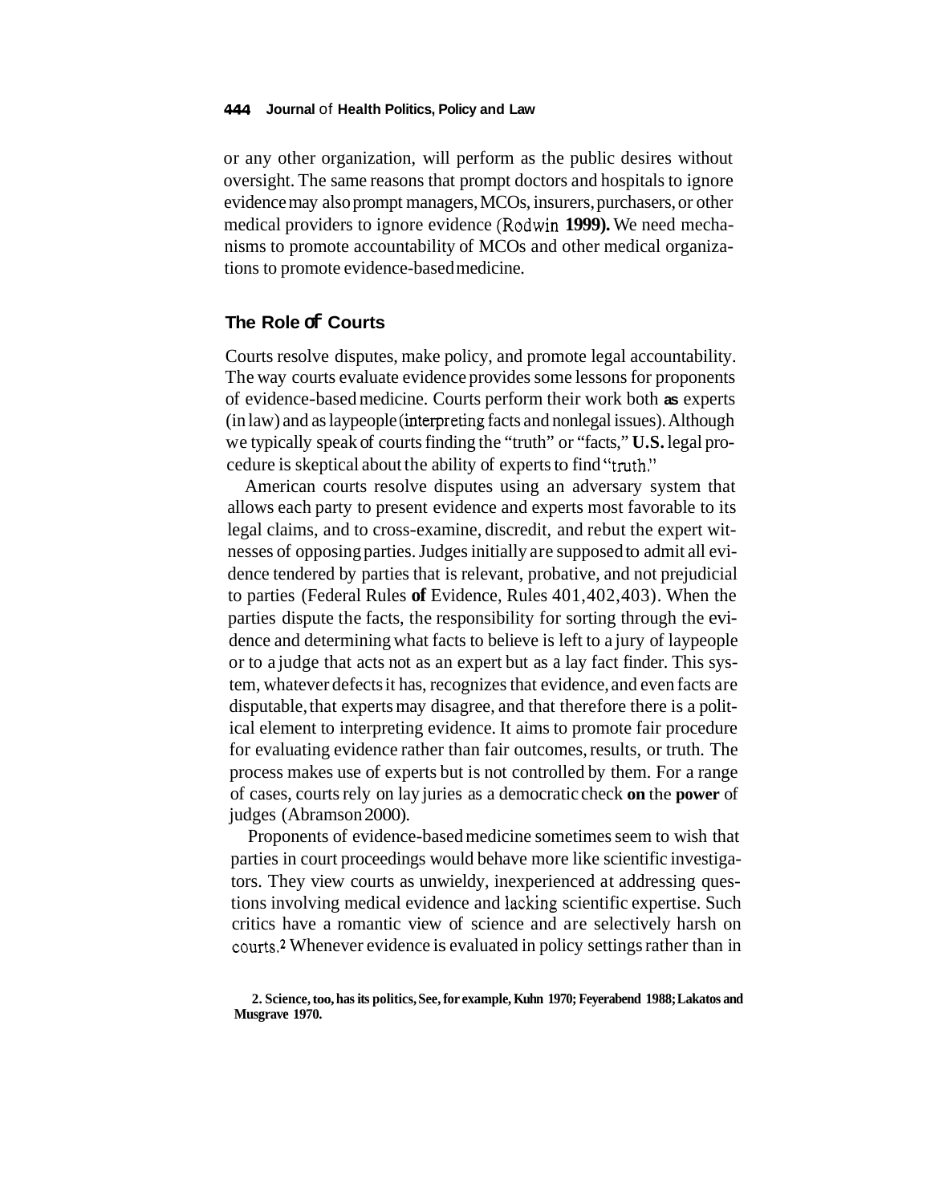or any other organization, will perform as the public desires without oversight. The same reasons that prompt doctors and hospitals to ignore evidence may also prompt managers, MCOs, insurers, purchasers, or other medical providers to ignore evidence (Rodwin 1999). We need mechanisms to promote accountability of MCOs and other medical organizations to promote evidence-based medicine.

## The Role of Courts

Courts resolve disputes, make policy, and promote legal accountability. The way courts evaluate evidence provides some lessons for proponents of evidence-based medicine. Courts perform their work both as experts (in law) and as laypeople (interpreting facts and nonlegal issues). Although we typically speak of courts finding the "truth" or "facts," U.S. legal procedure is skeptical about the ability of experts to find "truth."

American courts resolve disputes using an adversary system that allows each party to present evidence and experts most favorable to its legal claims, and to cross-examine, discredit, and rebut the expert witnesses of opposing parties. Judges initially are supposed to admit all evidence tendered by parties that is relevant, probative, and not prejudicial to parties (Federal Rules of Evidence, Rules 401, 402, 403). When the parties dispute the facts, the responsibility for sorting through the evidence and determining what facts to believe is left to a jury of laypeople or to a judge that acts not as an expert but as a lay fact finder. This system, whatever defects it has, recognizes that evidence, and even facts are disputable, that experts may disagree, and that therefore there is a political element to interpreting evidence. It aims to promote fair procedure for evaluating evidence rather than fair outcomes, results, or truth. The process makes use of experts but is not controlled by them. For a range of cases, courts rely on lay juries as a democratic check on the power of judges (Abramson 2000).

Proponents of evidence-based medicine sometimes seem to wish that parties in court proceedings would behave more like scientific investigators. They view courts as unwieldy, inexperienced at addressing questions involving medical evidence and lacking scientific expertise. Such critics have a romantic view of science and are selectively harsh on courts.[2] Whenever evidence is evaluated in policy settings rather than in

2. Science, too, has its politics, See, for example, Kuhn 1970; Feyerabend 1988; Lakatos and Musgrave 1970.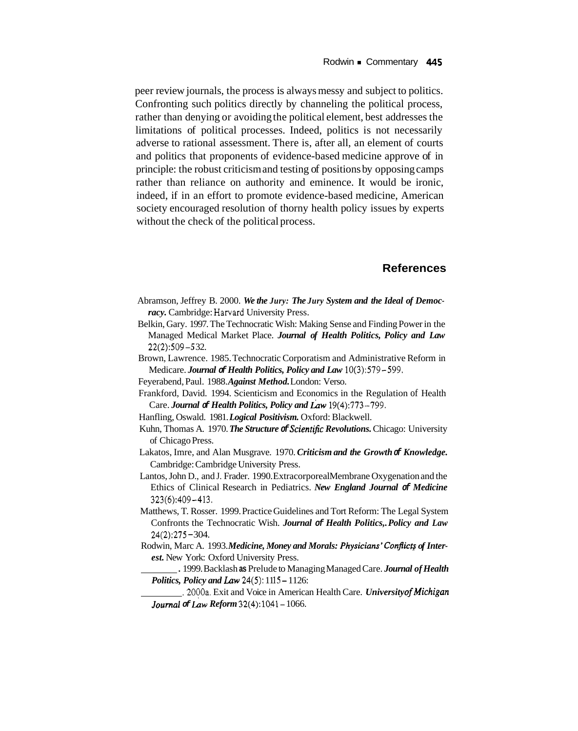peer review journals, the process is always messy and subject to politics. Confronting such politics directly by channeling the political process, rather than denying or avoiding the political element, best addresses the limitations of political processes. Indeed, politics is not necessarily adverse to rational assessment. There is, after all, an element of courts and politics that proponents of evidence-based medicine approve of in principle: the robust criticism and testing of positions by opposing camps rather than reliance on authority and eminence. It would be ironic, indeed, if in an effort to promote evidence-based medicine, American society encouraged resolution of thorny health policy issues by experts without the check of the political process.

## References

Abramson, Jeffrey B. 2000. ***We the Jury: The Jury System and the Ideal of Democracy.*** Cambridge: Harvard University Press.

Belkin, Gary. 1997. The Technocratic Wish: Making Sense and Finding Power in the Managed Medical Market Place. ***Journal of Health Politics, Policy and Law*** 22(2):509–532.

Brown, Lawrence. 1985. Technocratic Corporatism and Administrative Reform in Medicare. ***Journal of Health Politics, Policy and Law*** 10(3):579–599.

Feyerabend, Paul. 1988. ***Against Method.*** London: Verso.

Frankford, David. 1994. Scienticism and Economics in the Regulation of Health Care. ***Journal of Health Politics, Policy and Law*** 19(4):773–799.

Hanfling, Oswald. 1981. ***Logical Positivism.*** Oxford: Blackwell.

Kuhn, Thomas A. 1970. ***The Structure of Scientific Revolutions.*** Chicago: University of Chicago Press.

Lakatos, Imre, and Alan Musgrave. 1970. ***Criticism and the Growth of Knowledge.*** Cambridge: Cambridge University Press.

Lantos, John D., and J. Frader. 1990. Extracorporeal Membrane Oxygenation and the Ethics of Clinical Research in Pediatrics. ***New England Journal of Medicine*** 323(6):409–413.

Matthews, T. Rosser. 1999. Practice Guidelines and Tort Reform: The Legal System Confronts the Technocratic Wish. ***Journal of Health Politics, Policy and Law*** 24(2):275–304.

Rodwin, Marc A. 1993. ***Medicine, Money and Morals: Physicians' Conflicts of Interest.*** New York: Oxford University Press.

———. 1999. Backlash as Prelude to Managing Managed Care. ***Journal of Health Politics, Policy and Law*** 24(5): 1115–1126.

———. 2000a. Exit and Voice in American Health Care. ***University of Michigan Journal of Law Reform*** 32(4):1041–1066.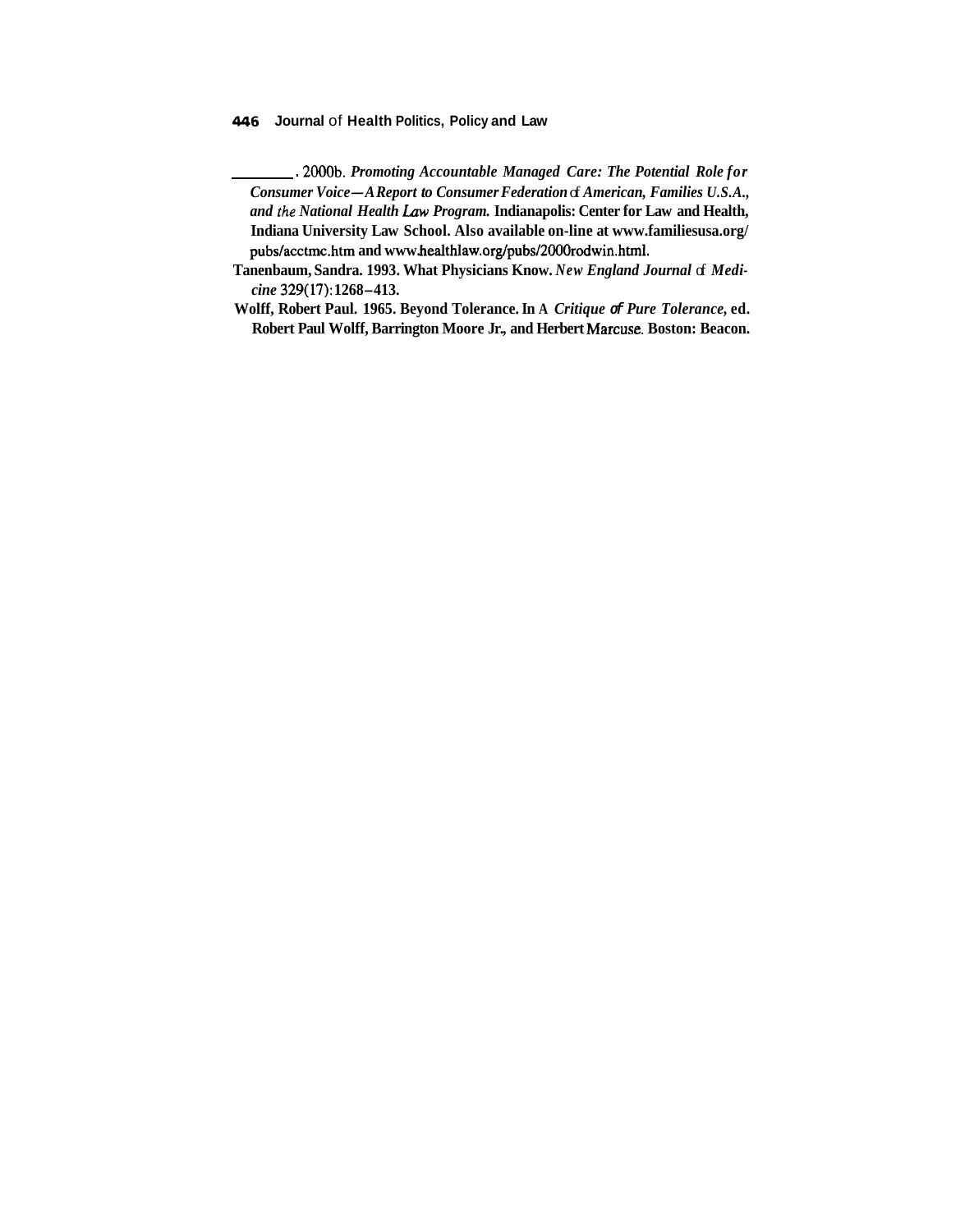———. 2000b. *Promoting Accountable Managed Care: The Potential Role for Consumer Voice—A Report to Consumer Federation of American, Families U.S.A., and the National Health Law Program.* Indianapolis: Center for Law and Health, Indiana University Law School. Also available on-line at www.familiesusa.org/pubs/acctmc.htm and www.healthlaw.org/pubs/2000rodwin.html.

Tanenbaum, Sandra. 1993. What Physicians Know. *New England Journal of Medicine* 329(17):1268–413.

Wolff, Robert Paul. 1965. Beyond Tolerance. In *A Critique of Pure Tolerance,* ed. Robert Paul Wolff, Barrington Moore Jr., and Herbert Marcuse. Boston: Beacon.